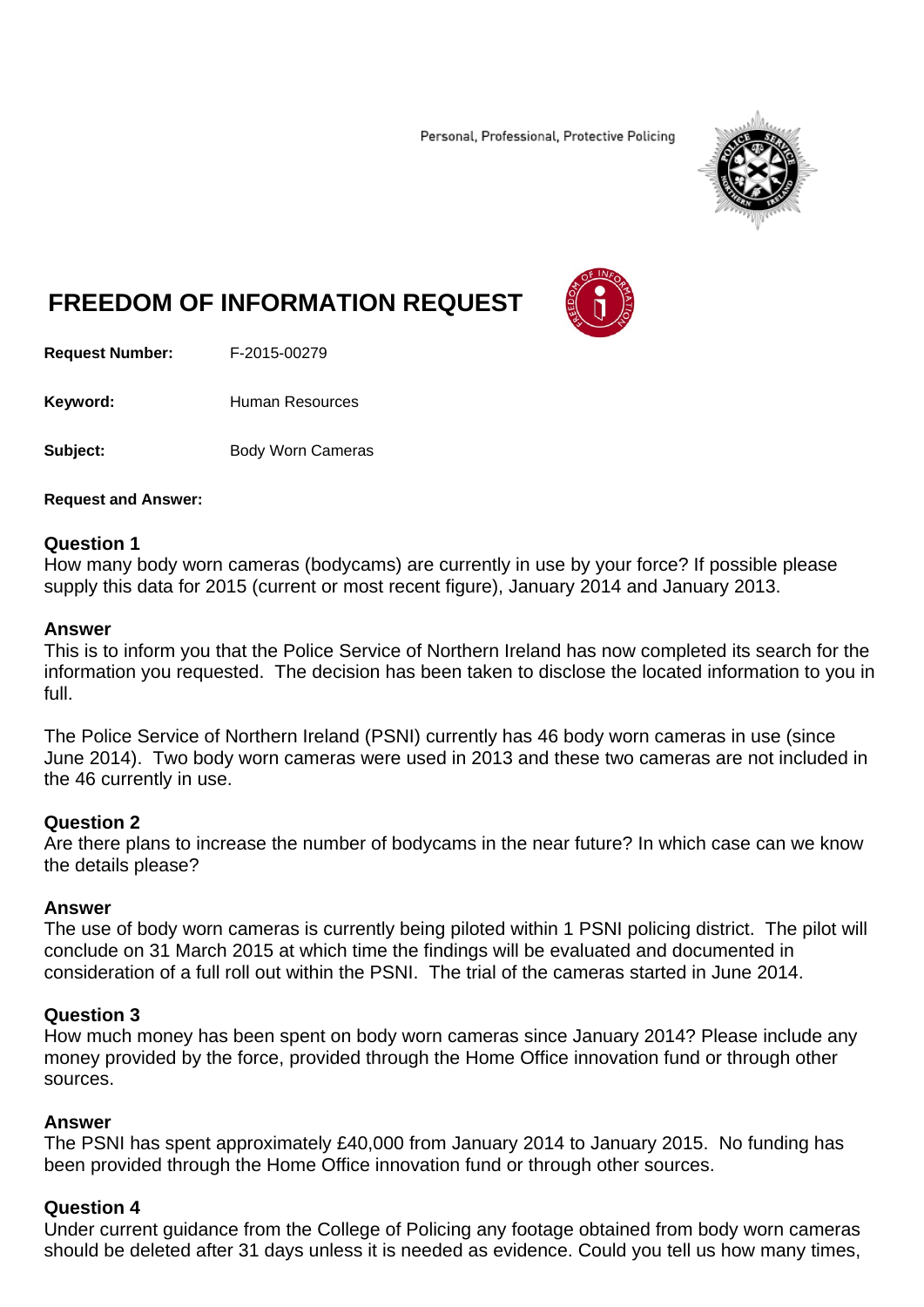Personal, Professional, Protective Policing

# FREEDOM OF INFORMATION REQUEST

**Request Number:** F-2015-00279

**Keyword:** Human Resources

**Subject:** Body Worn Cameras

**Request and Answer:**

**Question 1**
How many body worn cameras (bodycams) are currently in use by your force? If possible please supply this data for 2015 (current or most recent figure), January 2014 and January 2013.

**Answer**
This is to inform you that the Police Service of Northern Ireland has now completed its search for the information you requested. The decision has been taken to disclose the located information to you in full.

The Police Service of Northern Ireland (PSNI) currently has 46 body worn cameras in use (since June 2014). Two body worn cameras were used in 2013 and these two cameras are not included in the 46 currently in use.

**Question 2**
Are there plans to increase the number of bodycams in the near future? In which case can we know the details please?

**Answer**
The use of body worn cameras is currently being piloted within 1 PSNI policing district. The pilot will conclude on 31 March 2015 at which time the findings will be evaluated and documented in consideration of a full roll out within the PSNI. The trial of the cameras started in June 2014.

**Question 3**
How much money has been spent on body worn cameras since January 2014? Please include any money provided by the force, provided through the Home Office innovation fund or through other sources.

**Answer**
The PSNI has spent approximately £40,000 from January 2014 to January 2015. No funding has been provided through the Home Office innovation fund or through other sources.

**Question 4**
Under current guidance from the College of Policing any footage obtained from body worn cameras should be deleted after 31 days unless it is needed as evidence. Could you tell us how many times,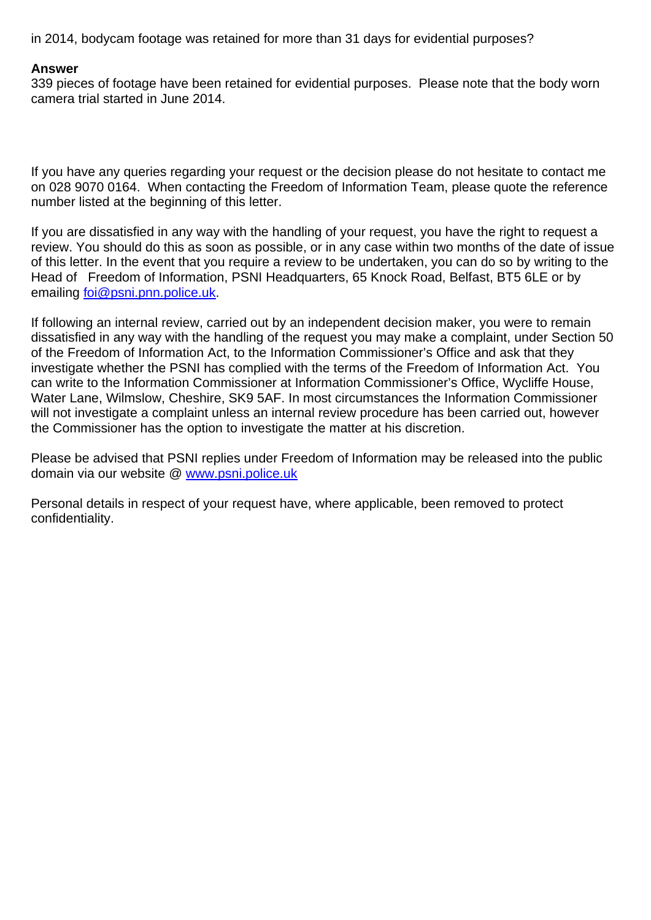in 2014, bodycam footage was retained for more than 31 days for evidential purposes?

**Answer**

339 pieces of footage have been retained for evidential purposes. Please note that the body worn camera trial started in June 2014.

If you have any queries regarding your request or the decision please do not hesitate to contact me on 028 9070 0164. When contacting the Freedom of Information Team, please quote the reference number listed at the beginning of this letter.

If you are dissatisfied in any way with the handling of your request, you have the right to request a review. You should do this as soon as possible, or in any case within two months of the date of issue of this letter. In the event that you require a review to be undertaken, you can do so by writing to the Head of Freedom of Information, PSNI Headquarters, 65 Knock Road, Belfast, BT5 6LE or by emailing [foi@psni.pnn.police.uk](mailto:foi@psni.pnn.police.uk).

If following an internal review, carried out by an independent decision maker, you were to remain dissatisfied in any way with the handling of the request you may make a complaint, under Section 50 of the Freedom of Information Act, to the Information Commissioner's Office and ask that they investigate whether the PSNI has complied with the terms of the Freedom of Information Act. You can write to the Information Commissioner at Information Commissioner's Office, Wycliffe House, Water Lane, Wilmslow, Cheshire, SK9 5AF. In most circumstances the Information Commissioner will not investigate a complaint unless an internal review procedure has been carried out, however the Commissioner has the option to investigate the matter at his discretion.

Please be advised that PSNI replies under Freedom of Information may be released into the public domain via our website @ [www.psni.police.uk](http://www.psni.police.uk)

Personal details in respect of your request have, where applicable, been removed to protect confidentiality.